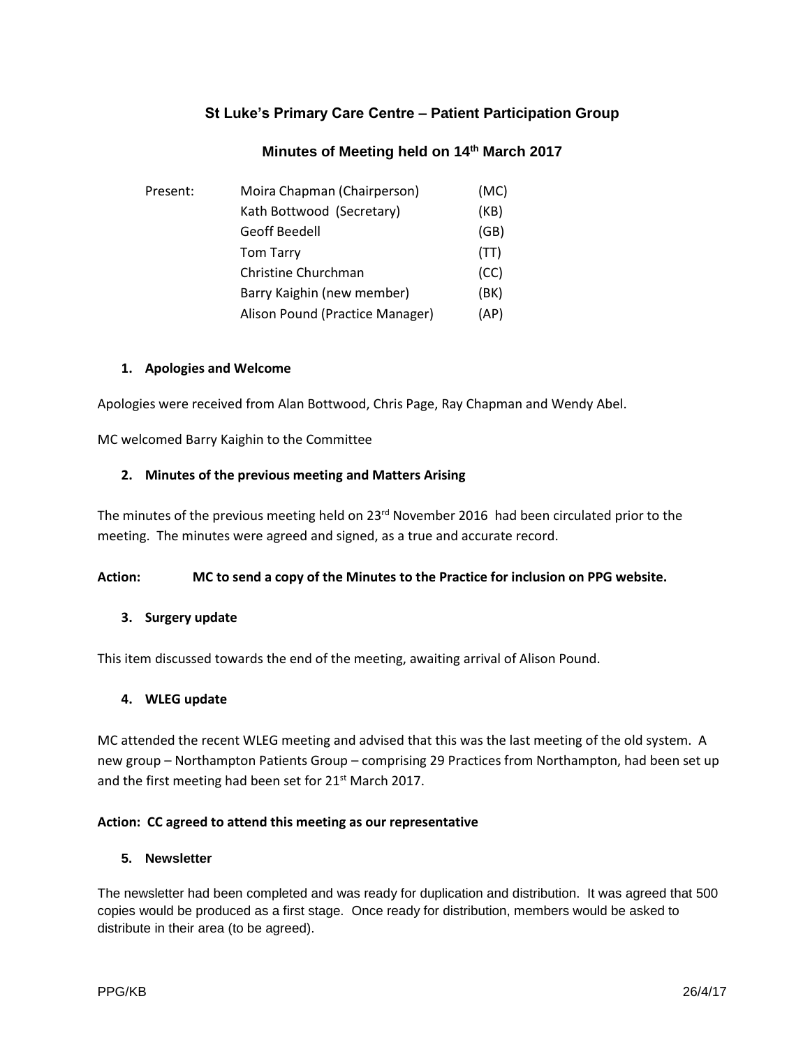## St Luke's Primary Care Centre – Patient Participation Group

### Minutes of Meeting held on 14th March 2017

| Present: | Moira Chapman (Chairperson) | (MC) |
|---|---|---|
| | Kath Bottwood (Secretary) | (KB) |
| | Geoff Beedell | (GB) |
| | Tom Tarry | (TT) |
| | Christine Churchman | (CC) |
| | Barry Kaighin (new member) | (BK) |
| | Alison Pound (Practice Manager) | (AP) |

**1. Apologies and Welcome**

Apologies were received from Alan Bottwood, Chris Page, Ray Chapman and Wendy Abel.

MC welcomed Barry Kaighin to the Committee

**2. Minutes of the previous meeting and Matters Arising**

The minutes of the previous meeting held on 23rd November 2016 had been circulated prior to the meeting. The minutes were agreed and signed, as a true and accurate record.

**Action: MC to send a copy of the Minutes to the Practice for inclusion on PPG website.**

**3. Surgery update**

This item discussed towards the end of the meeting, awaiting arrival of Alison Pound.

**4. WLEG update**

MC attended the recent WLEG meeting and advised that this was the last meeting of the old system. A new group – Northampton Patients Group – comprising 29 Practices from Northampton, had been set up and the first meeting had been set for 21st March 2017.

**Action: CC agreed to attend this meeting as our representative**

**5. Newsletter**

The newsletter had been completed and was ready for duplication and distribution. It was agreed that 500 copies would be produced as a first stage. Once ready for distribution, members would be asked to distribute in their area (to be agreed).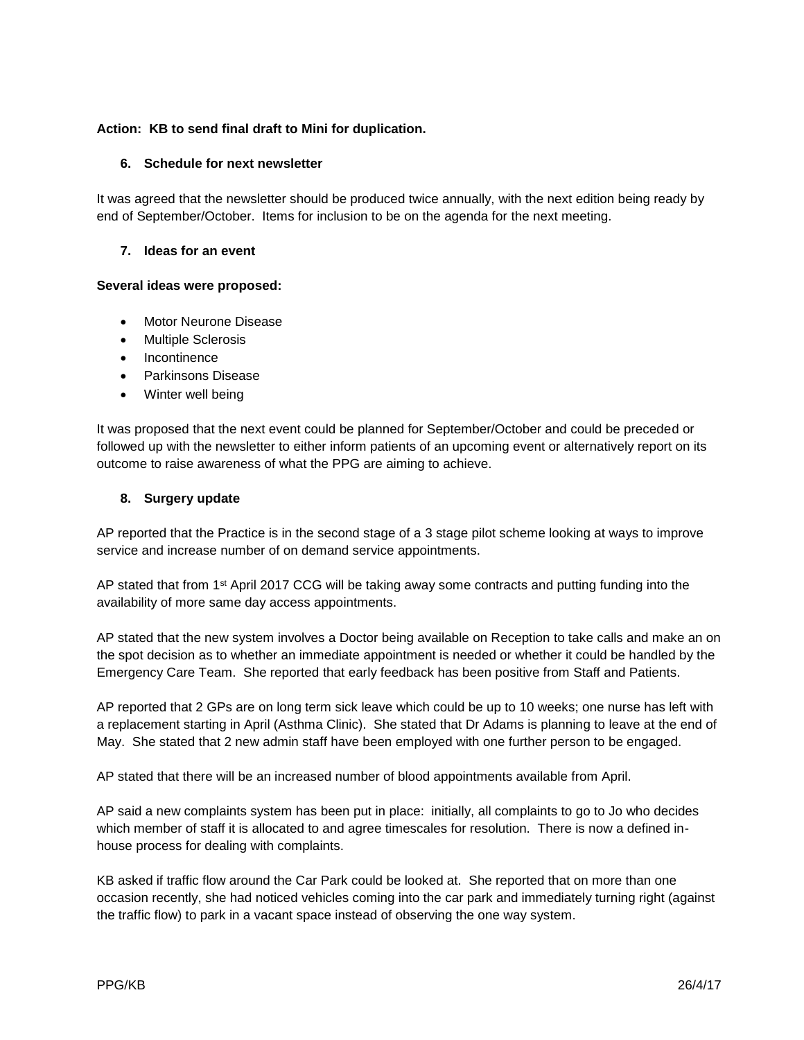**Action: KB to send final draft to Mini for duplication.**

### 6. Schedule for next newsletter

It was agreed that the newsletter should be produced twice annually, with the next edition being ready by end of September/October. Items for inclusion to be on the agenda for the next meeting.

### 7. Ideas for an event

**Several ideas were proposed:**

- Motor Neurone Disease
- Multiple Sclerosis
- Incontinence
- Parkinsons Disease
- Winter well being

It was proposed that the next event could be planned for September/October and could be preceded or followed up with the newsletter to either inform patients of an upcoming event or alternatively report on its outcome to raise awareness of what the PPG are aiming to achieve.

### 8. Surgery update

AP reported that the Practice is in the second stage of a 3 stage pilot scheme looking at ways to improve service and increase number of on demand service appointments.

AP stated that from 1st April 2017 CCG will be taking away some contracts and putting funding into the availability of more same day access appointments.

AP stated that the new system involves a Doctor being available on Reception to take calls and make an on the spot decision as to whether an immediate appointment is needed or whether it could be handled by the Emergency Care Team. She reported that early feedback has been positive from Staff and Patients.

AP reported that 2 GPs are on long term sick leave which could be up to 10 weeks; one nurse has left with a replacement starting in April (Asthma Clinic). She stated that Dr Adams is planning to leave at the end of May. She stated that 2 new admin staff have been employed with one further person to be engaged.

AP stated that there will be an increased number of blood appointments available from April.

AP said a new complaints system has been put in place: initially, all complaints to go to Jo who decides which member of staff it is allocated to and agree timescales for resolution. There is now a defined in-house process for dealing with complaints.

KB asked if traffic flow around the Car Park could be looked at. She reported that on more than one occasion recently, she had noticed vehicles coming into the car park and immediately turning right (against the traffic flow) to park in a vacant space instead of observing the one way system.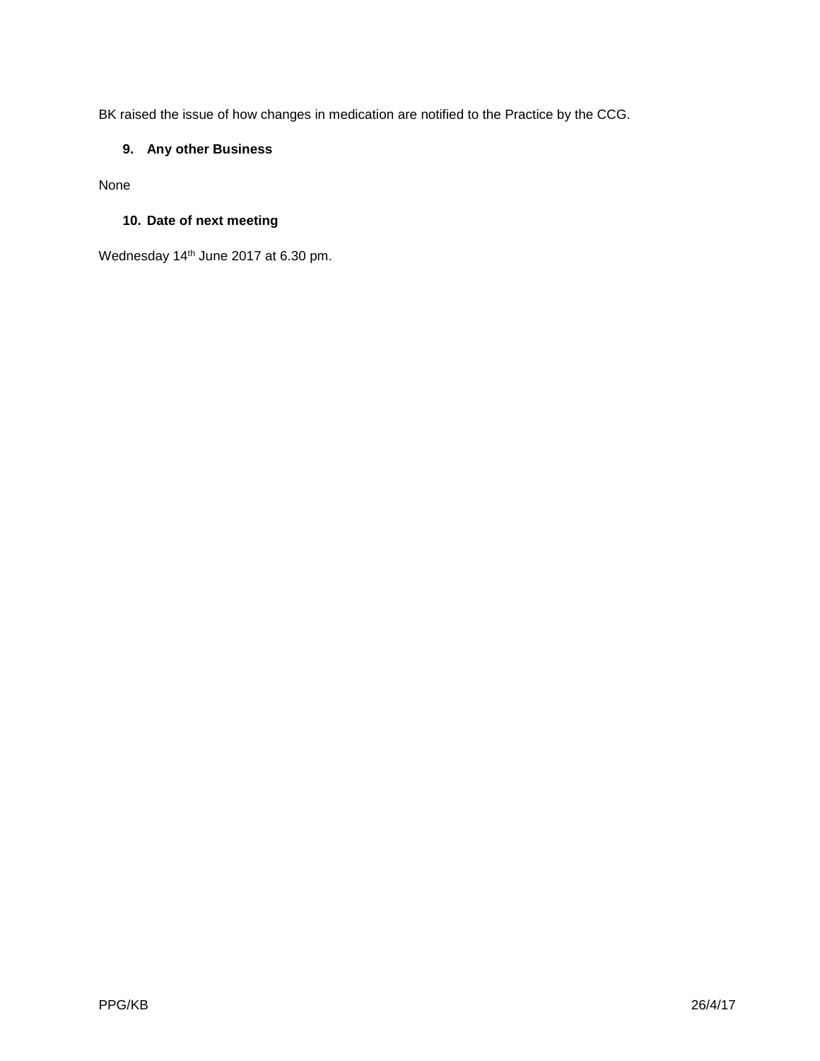BK raised the issue of how changes in medication are notified to the Practice by the CCG.

### 9. Any other Business

None

### 10. Date of next meeting

Wednesday 14th June 2017 at 6.30 pm.